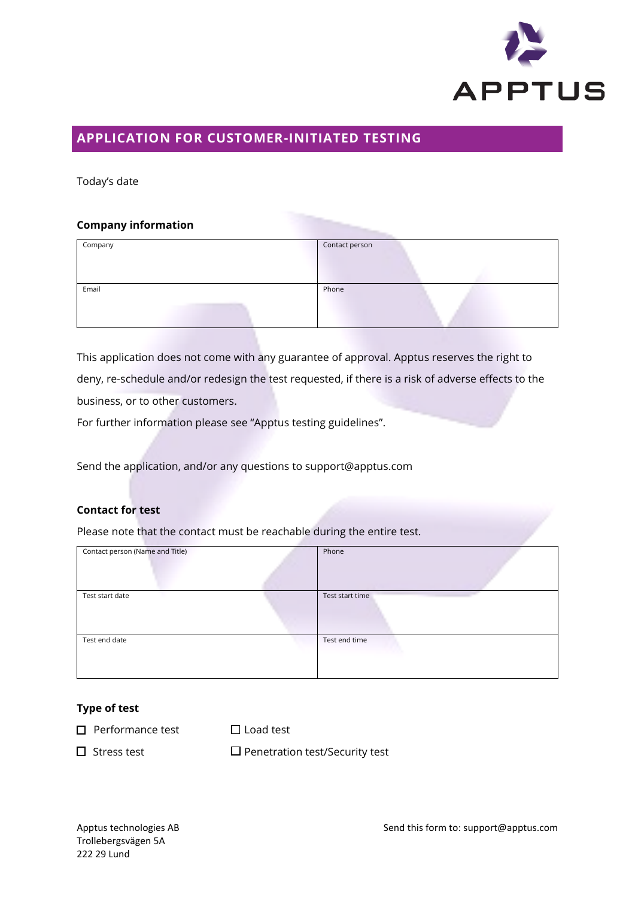# APPLICATION FOR CUSTOMER-INITIATED TESTING

Today's date

### Company information

| Company | Contact person |
|---|---|
| Email | Phone |

This application does not come with any guarantee of approval. Apptus reserves the right to deny, re-schedule and/or redesign the test requested, if there is a risk of adverse effects to the business, or to other customers.

For further information please see "Apptus testing guidelines".

Send the application, and/or any questions to support@apptus.com

### Contact for test

Please note that the contact must be reachable during the entire test.

| Contact person (Name and Title) | Phone |
|---|---|
| Test start date | Test start time |
| Test end date | Test end time |

### Type of test

- ☐ Performance test
- ☐ Load test
- ☐ Stress test
- ☐ Penetration test/Security test

Apptus technologies AB
Trollebergsvägen 5A
222 29 Lund

Send this form to: support@apptus.com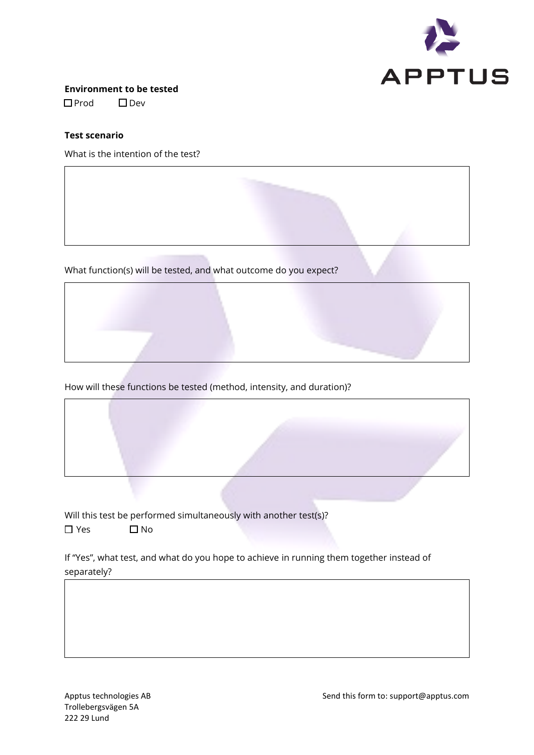**Environment to be tested**

☐ Prod ☐ Dev

**Test scenario**

What is the intention of the test?

What function(s) will be tested, and what outcome do you expect?

How will these functions be tested (method, intensity, and duration)?

Will this test be performed simultaneously with another test(s)?

☐ Yes ☐ No

If "Yes", what test, and what do you hope to achieve in running them together instead of separately?

Apptus technologies AB
Trollebergsvägen 5A
222 29 Lund

Send this form to: support@apptus.com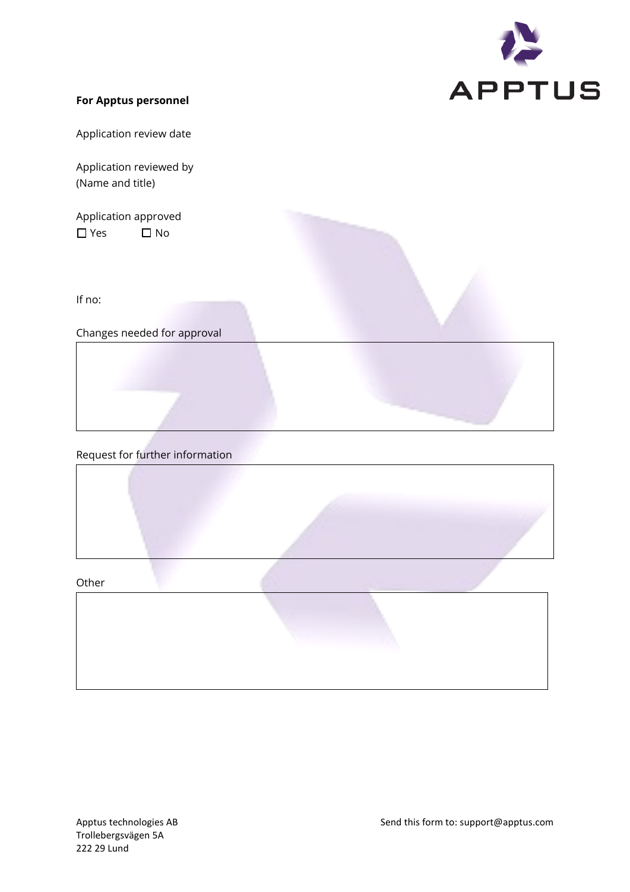**For Apptus personnel**

Application review date

Application reviewed by
(Name and title)

Application approved

☐ Yes ☐ No

If no:

Changes needed for approval

Request for further information

Other

Apptus technologies AB
Trollebergsvägen 5A
222 29 Lund

Send this form to: support@apptus.com